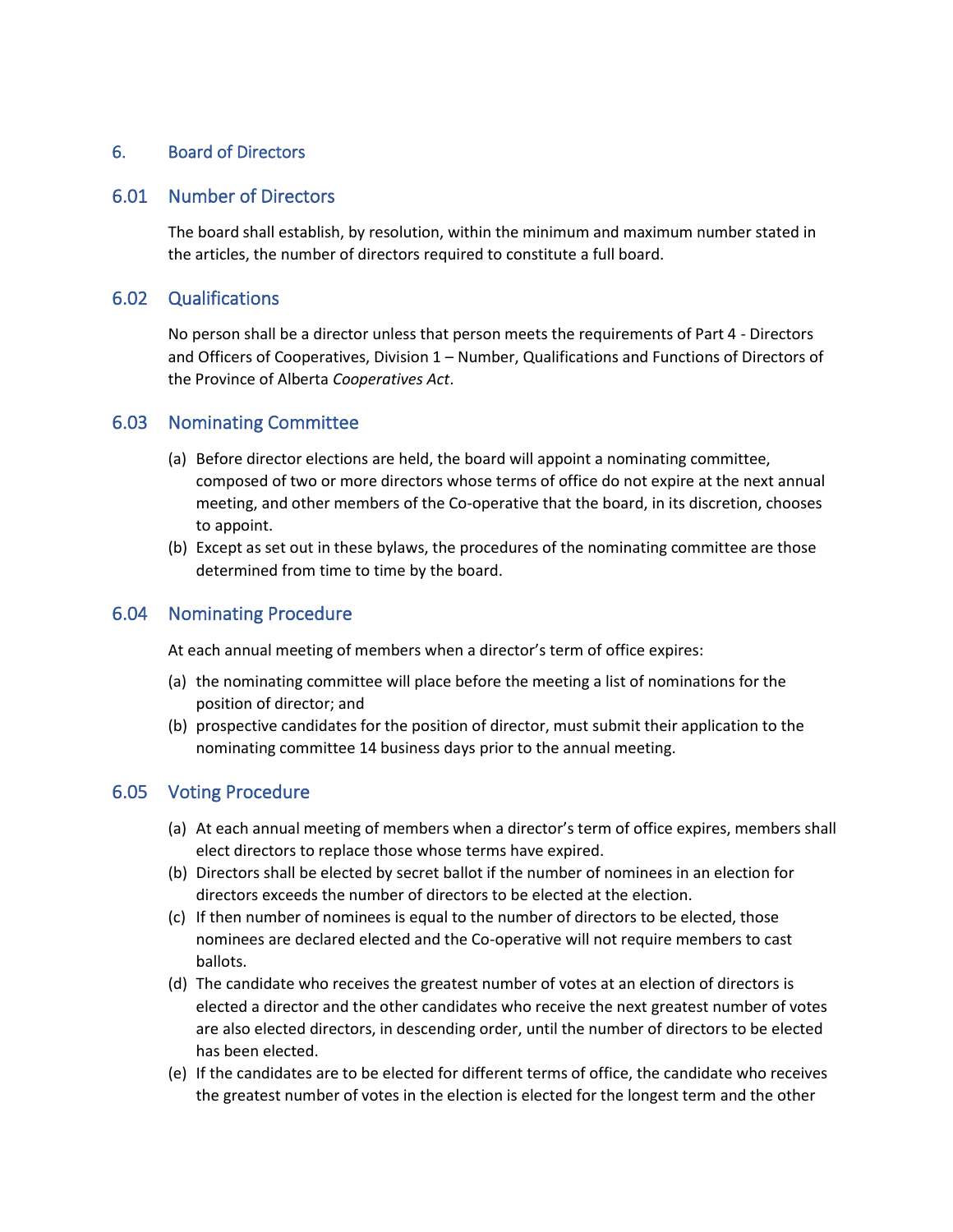# 6. Board of Directors

## 6.01 Number of Directors

The board shall establish, by resolution, within the minimum and maximum number stated in the articles, the number of directors required to constitute a full board.

## 6.02 Qualifications

No person shall be a director unless that person meets the requirements of Part 4 - Directors and Officers of Cooperatives, Division 1 – Number, Qualifications and Functions of Directors of the Province of Alberta *Cooperatives Act*.

## 6.03 Nominating Committee

(a) Before director elections are held, the board will appoint a nominating committee, composed of two or more directors whose terms of office do not expire at the next annual meeting, and other members of the Co-operative that the board, in its discretion, chooses to appoint.

(b) Except as set out in these bylaws, the procedures of the nominating committee are those determined from time to time by the board.

## 6.04 Nominating Procedure

At each annual meeting of members when a director's term of office expires:

(a) the nominating committee will place before the meeting a list of nominations for the position of director; and

(b) prospective candidates for the position of director, must submit their application to the nominating committee 14 business days prior to the annual meeting.

## 6.05 Voting Procedure

(a) At each annual meeting of members when a director's term of office expires, members shall elect directors to replace those whose terms have expired.

(b) Directors shall be elected by secret ballot if the number of nominees in an election for directors exceeds the number of directors to be elected at the election.

(c) If then number of nominees is equal to the number of directors to be elected, those nominees are declared elected and the Co-operative will not require members to cast ballots.

(d) The candidate who receives the greatest number of votes at an election of directors is elected a director and the other candidates who receive the next greatest number of votes are also elected directors, in descending order, until the number of directors to be elected has been elected.

(e) If the candidates are to be elected for different terms of office, the candidate who receives the greatest number of votes in the election is elected for the longest term and the other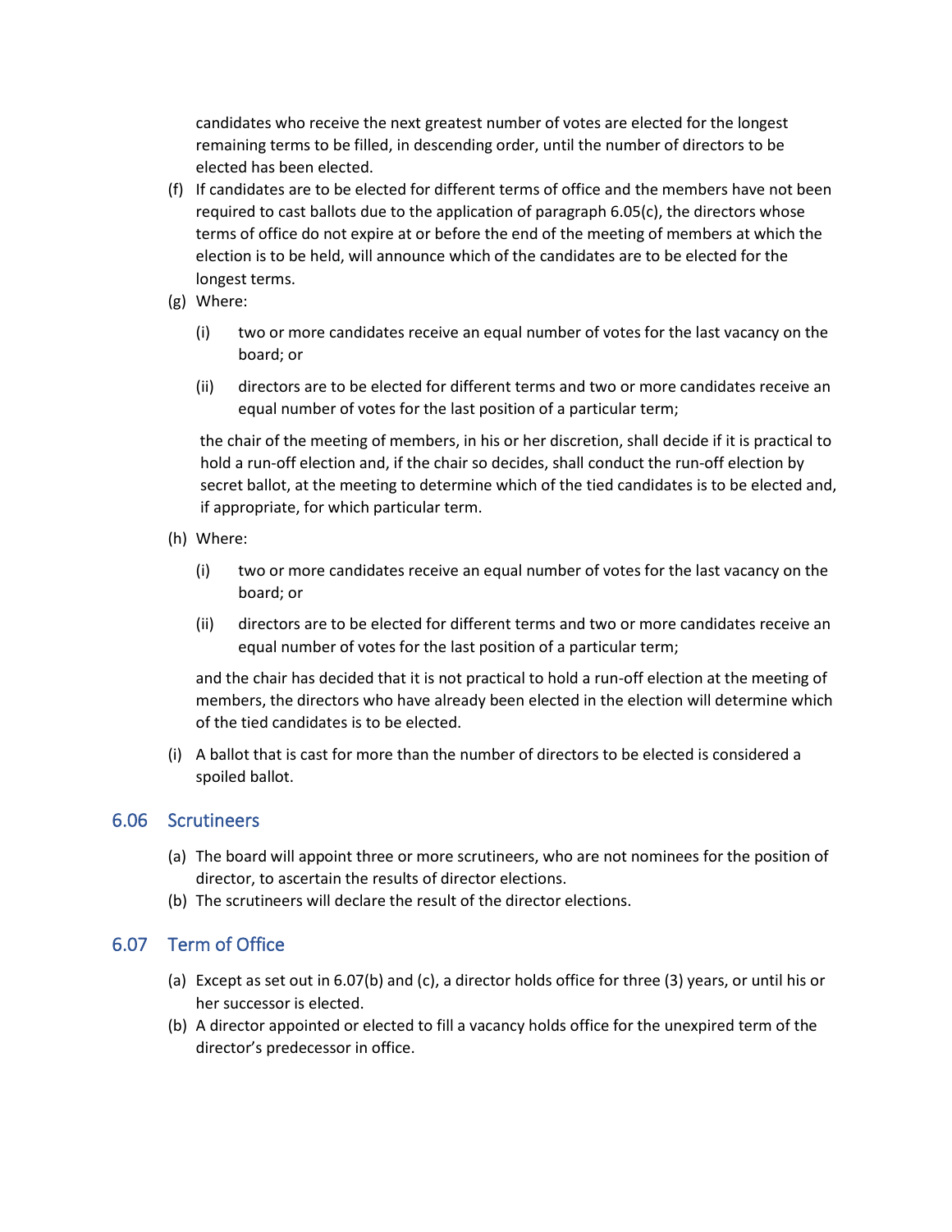candidates who receive the next greatest number of votes are elected for the longest remaining terms to be filled, in descending order, until the number of directors to be elected has been elected.

(f) If candidates are to be elected for different terms of office and the members have not been required to cast ballots due to the application of paragraph 6.05(c), the directors whose terms of office do not expire at or before the end of the meeting of members at which the election is to be held, will announce which of the candidates are to be elected for the longest terms.

(g) Where:

   (i) two or more candidates receive an equal number of votes for the last vacancy on the board; or

   (ii) directors are to be elected for different terms and two or more candidates receive an equal number of votes for the last position of a particular term;

   the chair of the meeting of members, in his or her discretion, shall decide if it is practical to hold a run-off election and, if the chair so decides, shall conduct the run-off election by secret ballot, at the meeting to determine which of the tied candidates is to be elected and, if appropriate, for which particular term.

(h) Where:

   (i) two or more candidates receive an equal number of votes for the last vacancy on the board; or

   (ii) directors are to be elected for different terms and two or more candidates receive an equal number of votes for the last position of a particular term;

   and the chair has decided that it is not practical to hold a run-off election at the meeting of members, the directors who have already been elected in the election will determine which of the tied candidates is to be elected.

(i) A ballot that is cast for more than the number of directors to be elected is considered a spoiled ballot.

## 6.06 Scrutineers

(a) The board will appoint three or more scrutineers, who are not nominees for the position of director, to ascertain the results of director elections.

(b) The scrutineers will declare the result of the director elections.

## 6.07 Term of Office

(a) Except as set out in 6.07(b) and (c), a director holds office for three (3) years, or until his or her successor is elected.

(b) A director appointed or elected to fill a vacancy holds office for the unexpired term of the director's predecessor in office.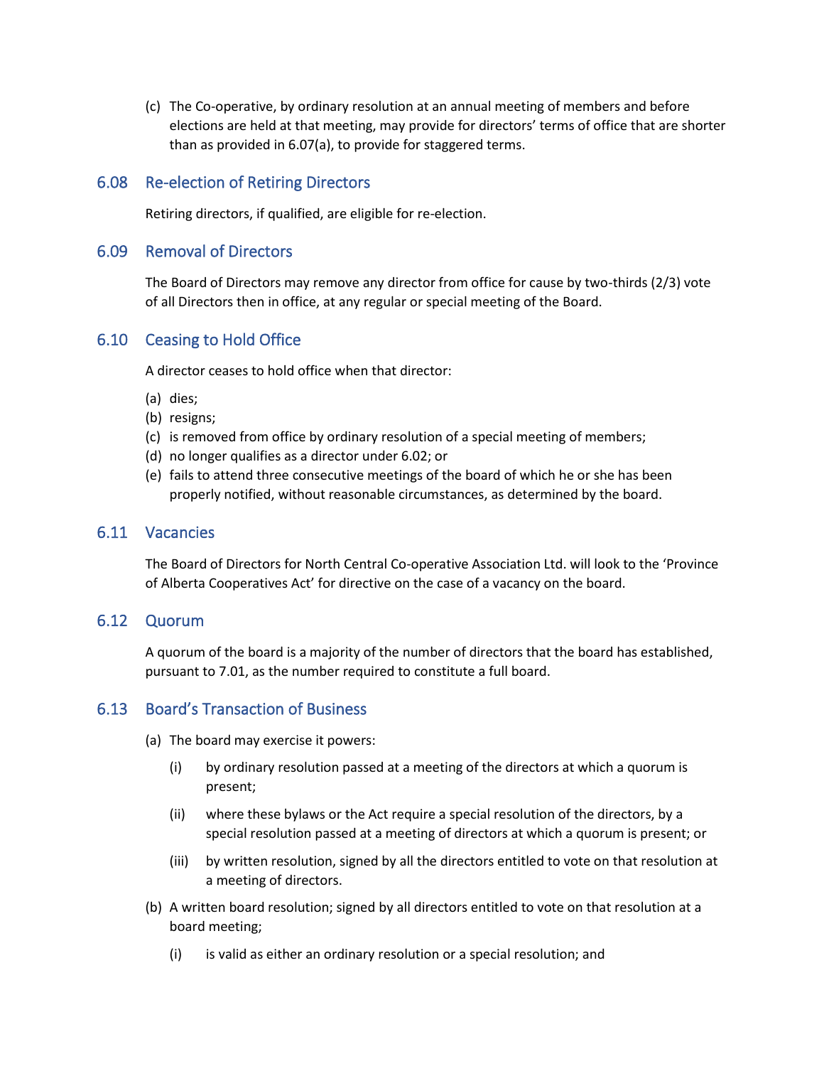(c) The Co-operative, by ordinary resolution at an annual meeting of members and before elections are held at that meeting, may provide for directors' terms of office that are shorter than as provided in 6.07(a), to provide for staggered terms.

## 6.08 Re-election of Retiring Directors

Retiring directors, if qualified, are eligible for re-election.

## 6.09 Removal of Directors

The Board of Directors may remove any director from office for cause by two-thirds (2/3) vote of all Directors then in office, at any regular or special meeting of the Board.

## 6.10 Ceasing to Hold Office

A director ceases to hold office when that director:

(a) dies;
(b) resigns;
(c) is removed from office by ordinary resolution of a special meeting of members;
(d) no longer qualifies as a director under 6.02; or
(e) fails to attend three consecutive meetings of the board of which he or she has been properly notified, without reasonable circumstances, as determined by the board.

## 6.11 Vacancies

The Board of Directors for North Central Co-operative Association Ltd. will look to the 'Province of Alberta Cooperatives Act' for directive on the case of a vacancy on the board.

## 6.12 Quorum

A quorum of the board is a majority of the number of directors that the board has established, pursuant to 7.01, as the number required to constitute a full board.

## 6.13 Board's Transaction of Business

(a) The board may exercise it powers:

(i) by ordinary resolution passed at a meeting of the directors at which a quorum is present;

(ii) where these bylaws or the Act require a special resolution of the directors, by a special resolution passed at a meeting of directors at which a quorum is present; or

(iii) by written resolution, signed by all the directors entitled to vote on that resolution at a meeting of directors.

(b) A written board resolution; signed by all directors entitled to vote on that resolution at a board meeting;

(i) is valid as either an ordinary resolution or a special resolution; and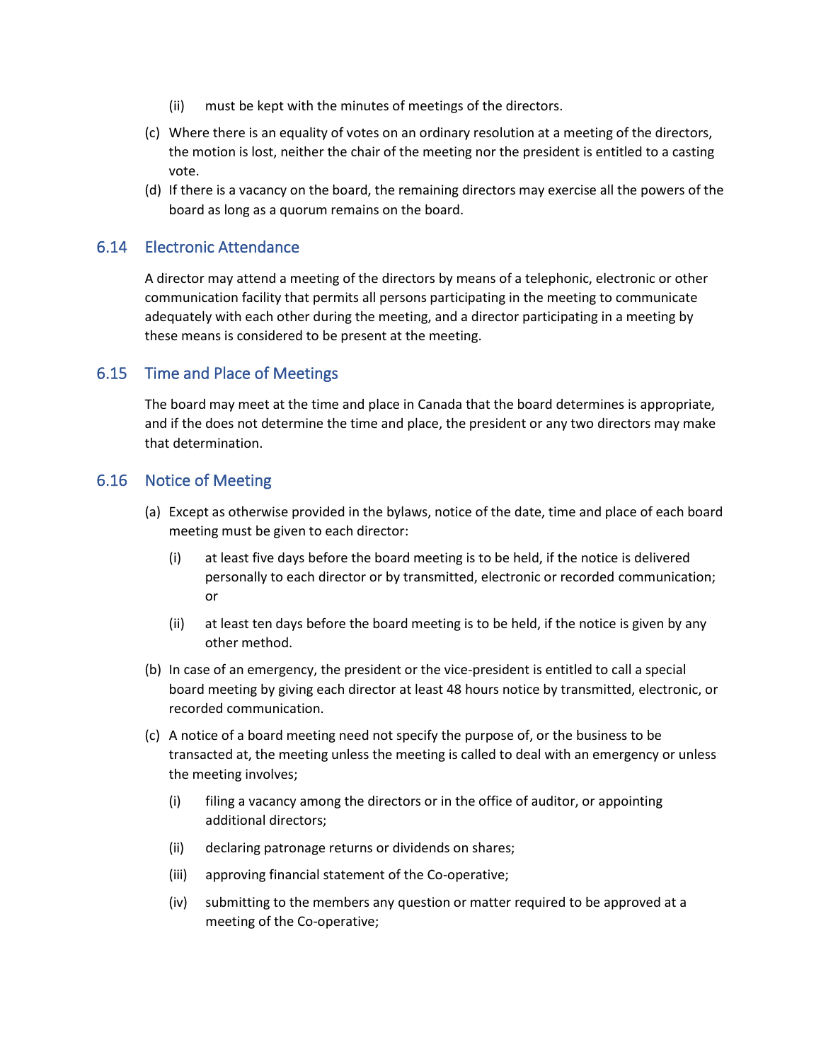(ii) must be kept with the minutes of meetings of the directors.

(c) Where there is an equality of votes on an ordinary resolution at a meeting of the directors, the motion is lost, neither the chair of the meeting nor the president is entitled to a casting vote.

(d) If there is a vacancy on the board, the remaining directors may exercise all the powers of the board as long as a quorum remains on the board.

## 6.14 Electronic Attendance

A director may attend a meeting of the directors by means of a telephonic, electronic or other communication facility that permits all persons participating in the meeting to communicate adequately with each other during the meeting, and a director participating in a meeting by these means is considered to be present at the meeting.

## 6.15 Time and Place of Meetings

The board may meet at the time and place in Canada that the board determines is appropriate, and if the does not determine the time and place, the president or any two directors may make that determination.

## 6.16 Notice of Meeting

(a) Except as otherwise provided in the bylaws, notice of the date, time and place of each board meeting must be given to each director:

  (i) at least five days before the board meeting is to be held, if the notice is delivered personally to each director or by transmitted, electronic or recorded communication; or

  (ii) at least ten days before the board meeting is to be held, if the notice is given by any other method.

(b) In case of an emergency, the president or the vice-president is entitled to call a special board meeting by giving each director at least 48 hours notice by transmitted, electronic, or recorded communication.

(c) A notice of a board meeting need not specify the purpose of, or the business to be transacted at, the meeting unless the meeting is called to deal with an emergency or unless the meeting involves;

  (i) filing a vacancy among the directors or in the office of auditor, or appointing additional directors;

  (ii) declaring patronage returns or dividends on shares;

  (iii) approving financial statement of the Co-operative;

  (iv) submitting to the members any question or matter required to be approved at a meeting of the Co-operative;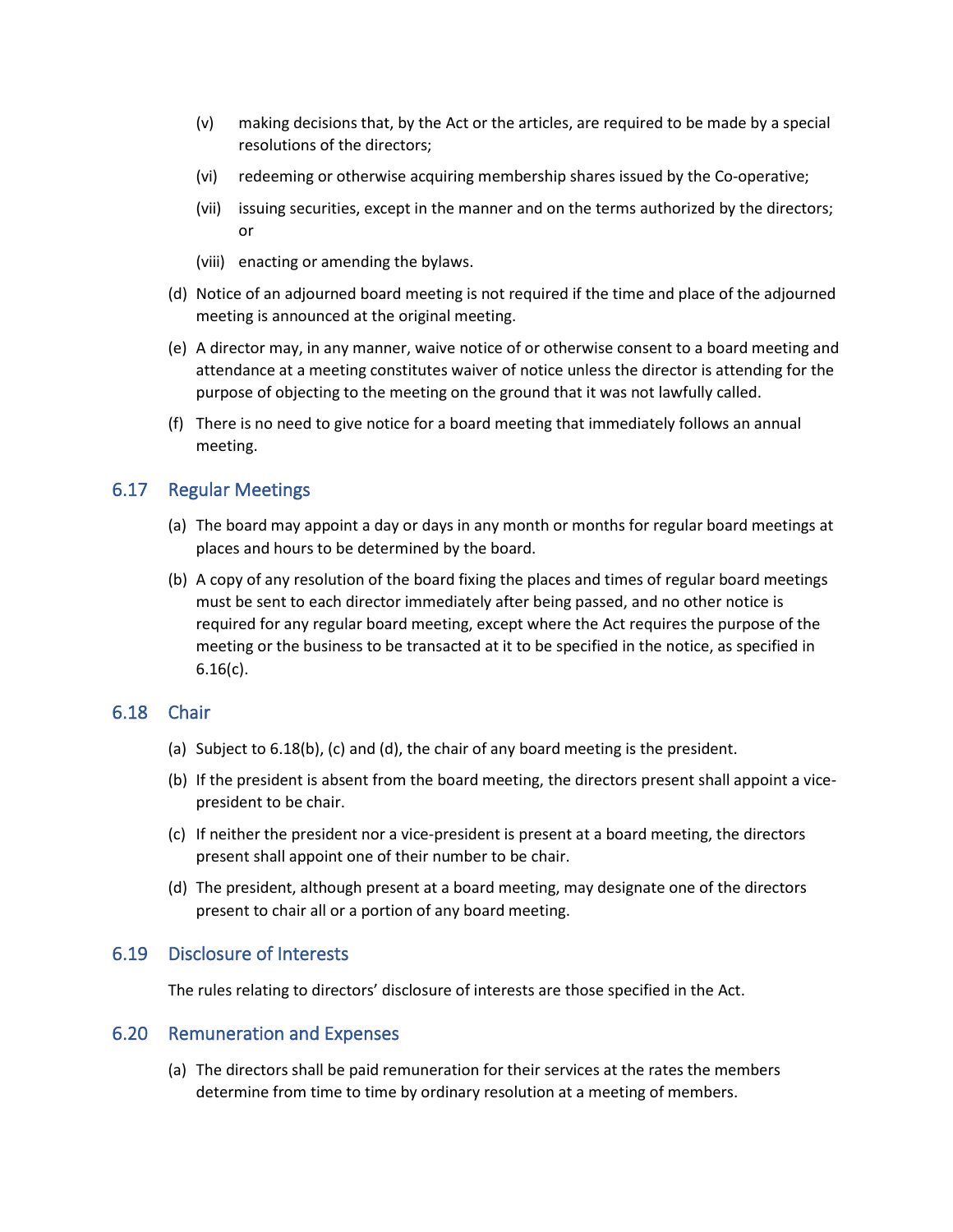(v) making decisions that, by the Act or the articles, are required to be made by a special resolutions of the directors;

(vi) redeeming or otherwise acquiring membership shares issued by the Co-operative;

(vii) issuing securities, except in the manner and on the terms authorized by the directors; or

(viii) enacting or amending the bylaws.

(d) Notice of an adjourned board meeting is not required if the time and place of the adjourned meeting is announced at the original meeting.

(e) A director may, in any manner, waive notice of or otherwise consent to a board meeting and attendance at a meeting constitutes waiver of notice unless the director is attending for the purpose of objecting to the meeting on the ground that it was not lawfully called.

(f) There is no need to give notice for a board meeting that immediately follows an annual meeting.

## 6.17 Regular Meetings

(a) The board may appoint a day or days in any month or months for regular board meetings at places and hours to be determined by the board.

(b) A copy of any resolution of the board fixing the places and times of regular board meetings must be sent to each director immediately after being passed, and no other notice is required for any regular board meeting, except where the Act requires the purpose of the meeting or the business to be transacted at it to be specified in the notice, as specified in 6.16(c).

## 6.18 Chair

(a) Subject to 6.18(b), (c) and (d), the chair of any board meeting is the president.

(b) If the president is absent from the board meeting, the directors present shall appoint a vice-president to be chair.

(c) If neither the president nor a vice-president is present at a board meeting, the directors present shall appoint one of their number to be chair.

(d) The president, although present at a board meeting, may designate one of the directors present to chair all or a portion of any board meeting.

## 6.19 Disclosure of Interests

The rules relating to directors' disclosure of interests are those specified in the Act.

## 6.20 Remuneration and Expenses

(a) The directors shall be paid remuneration for their services at the rates the members determine from time to time by ordinary resolution at a meeting of members.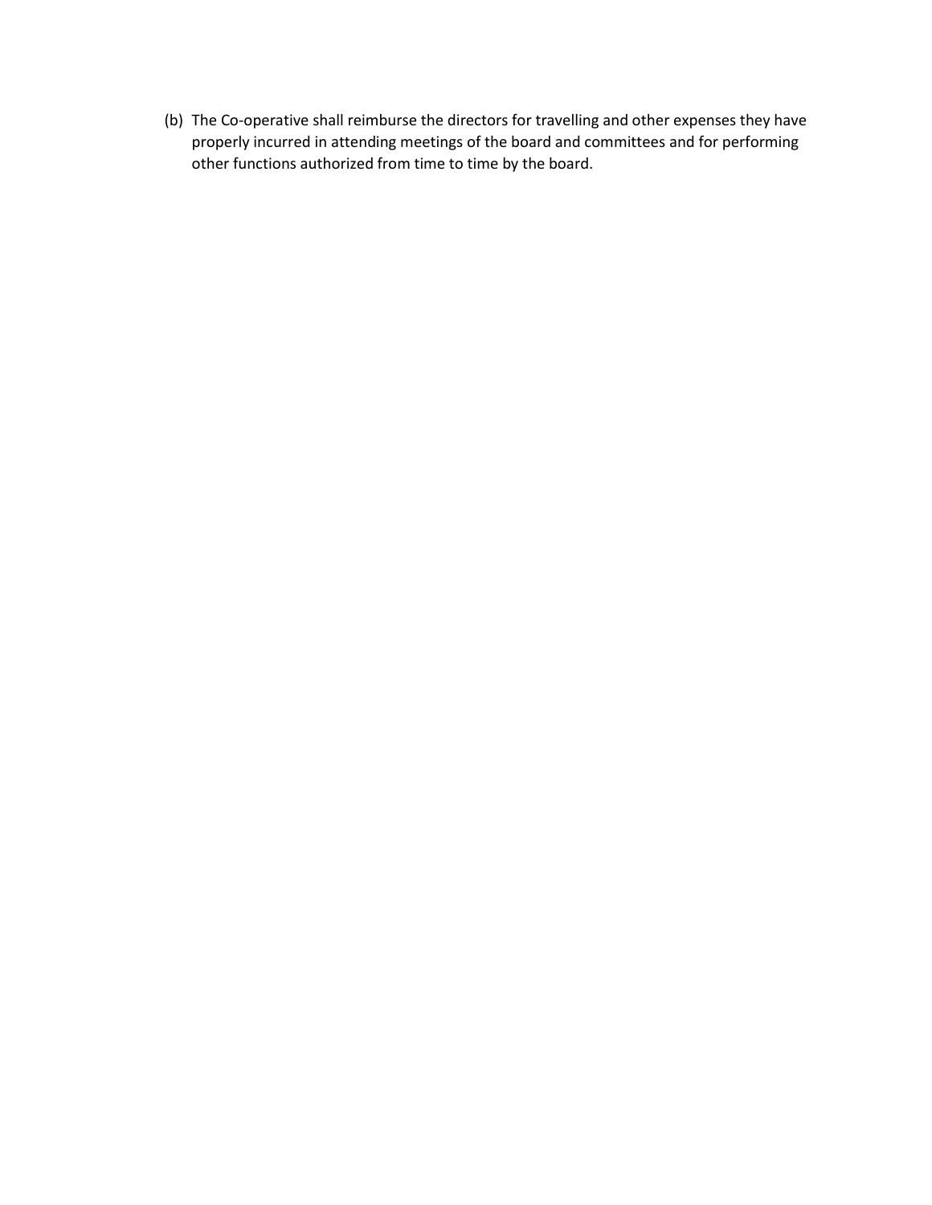(b) The Co-operative shall reimburse the directors for travelling and other expenses they have properly incurred in attending meetings of the board and committees and for performing other functions authorized from time to time by the board.